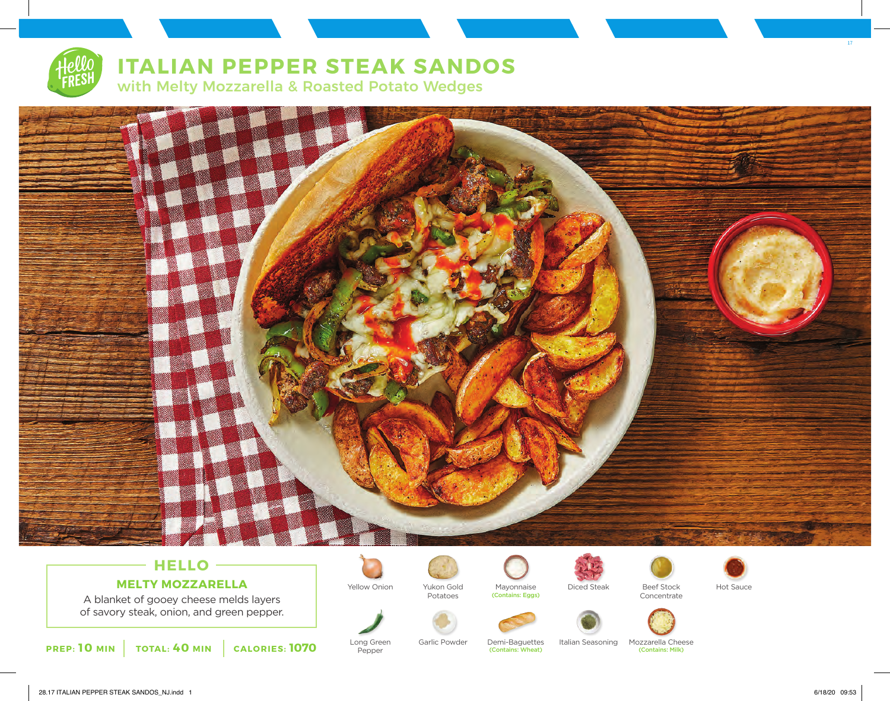# ITALIAN PEPPER STEAK SANDOS

## with Melty Mozzarella & Roasted Potato Wedges

### HELLO

**MELTY MOZZARELLA**

A blanket of gooey cheese melds layers of savory steak, onion, and green pepper.

**PREP: 10 MIN** | **TOTAL: 40 MIN** | **CALORIES: 1070**

- Yellow Onion
- Yukon Gold Potatoes
- Mayonnaise (Contains: Eggs)
- Diced Steak
- Beef Stock Concentrate
- Hot Sauce
- Long Green Pepper
- Garlic Powder
- Demi-Baguettes (Contains: Wheat)
- Italian Seasoning
- Mozzarella Cheese (Contains: Milk)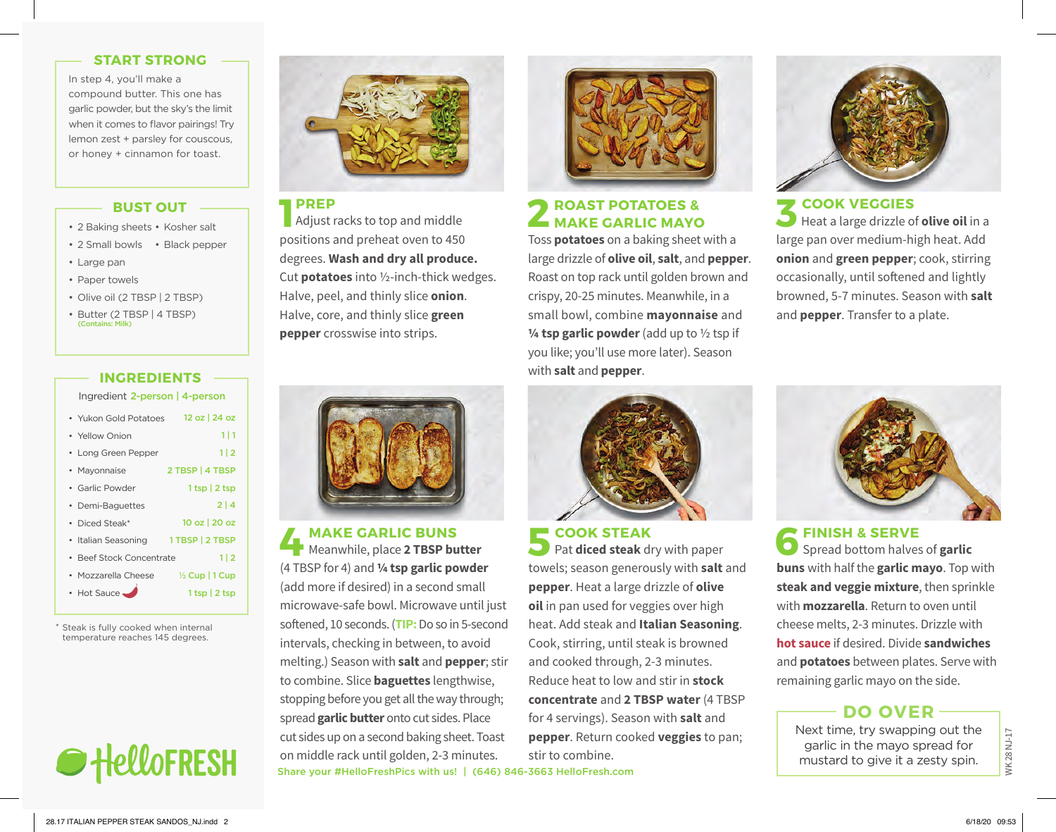## START STRONG

In step 4, you'll make a compound butter. This one has garlic powder, but the sky's the limit when it comes to flavor pairings! Try lemon zest + parsley for couscous, or honey + cinnamon for toast.

## BUST OUT

- 2 Baking sheets
- Kosher salt
- 2 Small bowls
- Black pepper
- Large pan
- Paper towels
- Olive oil (2 TBSP | 2 TBSP)
- Butter (2 TBSP | 4 TBSP) (Contains: Milk)

## INGREDIENTS

| Ingredient | 2-person \| 4-person |
|---|---|
| Yukon Gold Potatoes | 12 oz \| 24 oz |
| Yellow Onion | 1 \| 1 |
| Long Green Pepper | 1 \| 2 |
| Mayonnaise | 2 TBSP \| 4 TBSP |
| Garlic Powder | 1 tsp \| 2 tsp |
| Demi-Baguettes | 2 \| 4 |
| Diced Steak* | 10 oz \| 20 oz |
| Italian Seasoning | 1 TBSP \| 2 TBSP |
| Beef Stock Concentrate | 1 \| 2 |
| Mozzarella Cheese | ½ Cup \| 1 Cup |
| Hot Sauce | 1 tsp \| 2 tsp |

* Steak is fully cooked when internal temperature reaches 145 degrees.

HelloFRESH

## 1 PREP

Adjust racks to top and middle positions and preheat oven to 450 degrees. **Wash and dry all produce.** Cut **potatoes** into ½-inch-thick wedges. Halve, peel, and thinly slice **onion**. Halve, core, and thinly slice **green pepper** crosswise into strips.

## 2 ROAST POTATOES & MAKE GARLIC MAYO

Toss **potatoes** on a baking sheet with a large drizzle of **olive oil**, **salt**, and **pepper**. Roast on top rack until golden brown and crispy, 20-25 minutes. Meanwhile, in a small bowl, combine **mayonnaise** and **¼ tsp garlic powder** (add up to ½ tsp if you like; you'll use more later). Season with **salt** and **pepper**.

## 3 COOK VEGGIES

Heat a large drizzle of **olive oil** in a large pan over medium-high heat. Add **onion** and **green pepper**; cook, stirring occasionally, until softened and lightly browned, 5-7 minutes. Season with **salt** and **pepper**. Transfer to a plate.

## 4 MAKE GARLIC BUNS

Meanwhile, place **2 TBSP butter** (4 TBSP for 4) and **¼ tsp garlic powder** (add more if desired) in a second small microwave-safe bowl. Microwave until just softened, 10 seconds. (**TIP:** Do so in 5-second intervals, checking in between, to avoid melting.) Season with **salt** and **pepper**; stir to combine. Slice **baguettes** lengthwise, stopping before you get all the way through; spread **garlic butter** onto cut sides. Place cut sides up on a second baking sheet. Toast on middle rack until golden, 2-3 minutes.

## 5 COOK STEAK

Pat **diced steak** dry with paper towels; season generously with **salt** and **pepper**. Heat a large drizzle of **olive oil** in pan used for veggies over high heat. Add steak and **Italian Seasoning**. Cook, stirring, until steak is browned and cooked through, 2-3 minutes. Reduce heat to low and stir in **stock concentrate** and **2 TBSP water** (4 TBSP for 4 servings). Season with **salt** and **pepper**. Return cooked **veggies** to pan; stir to combine.

## 6 FINISH & SERVE

Spread bottom halves of **garlic buns** with half the **garlic mayo**. Top with **steak and veggie mixture**, then sprinkle with **mozzarella**. Return to oven until cheese melts, 2-3 minutes. Drizzle with **hot sauce** if desired. Divide **sandwiches** and **potatoes** between plates. Serve with remaining garlic mayo on the side.

## DO OVER

Next time, try swapping out the garlic in the mayo spread for mustard to give it a zesty spin.

Share your #HelloFreshPics with us! | (646) 846-3663 HelloFresh.com

WK 28 NJ-17